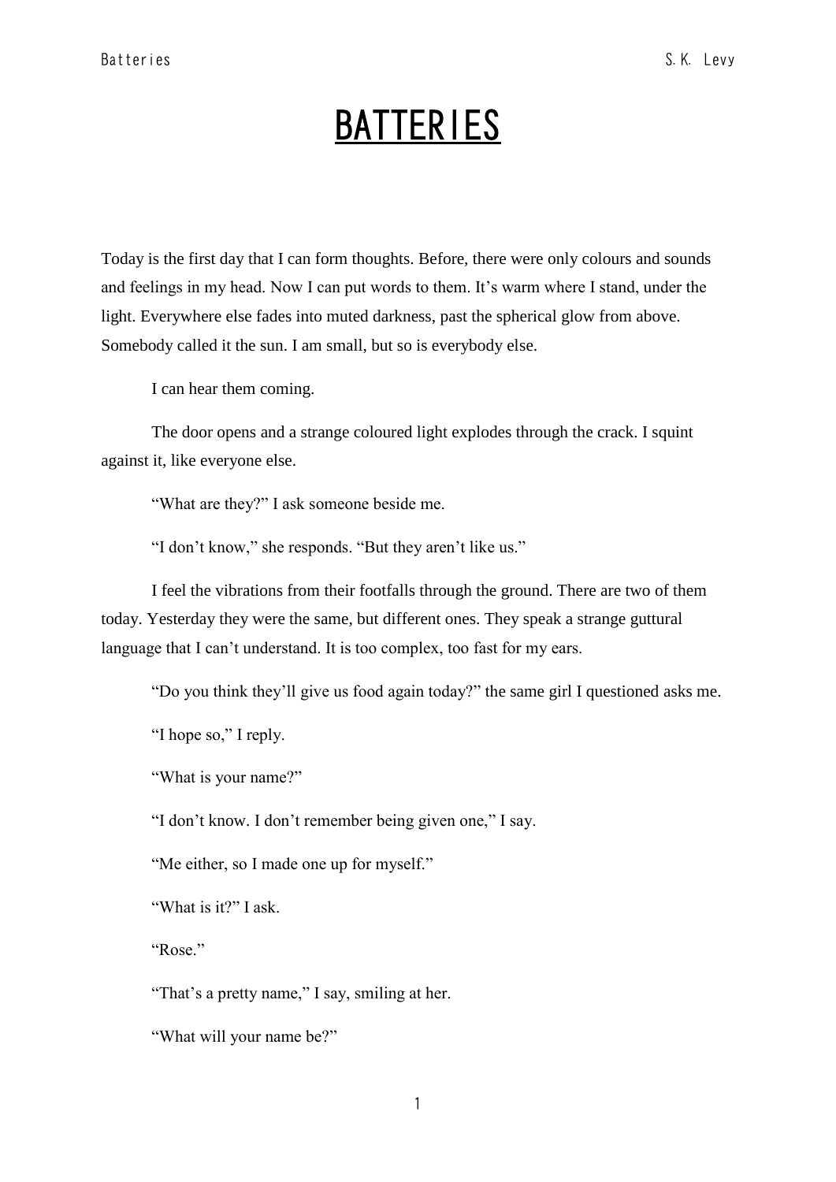# BATTERIES

Today is the first day that I can form thoughts. Before, there were only colours and sounds and feelings in my head. Now I can put words to them. It's warm where I stand, under the light. Everywhere else fades into muted darkness, past the spherical glow from above. Somebody called it the sun. I am small, but so is everybody else.

I can hear them coming.

The door opens and a strange coloured light explodes through the crack. I squint against it, like everyone else.

"What are they?" I ask someone beside me.

"I don't know," she responds. "But they aren't like us."

I feel the vibrations from their footfalls through the ground. There are two of them today. Yesterday they were the same, but different ones. They speak a strange guttural language that I can't understand. It is too complex, too fast for my ears.

"Do you think they'll give us food again today?" the same girl I questioned asks me.

"I hope so," I reply.

"What is your name?"

"I don't know. I don't remember being given one," I say.

"Me either, so I made one up for myself."

"What is it?" I ask.

"Rose."

"That's a pretty name," I say, smiling at her.

"What will your name be?"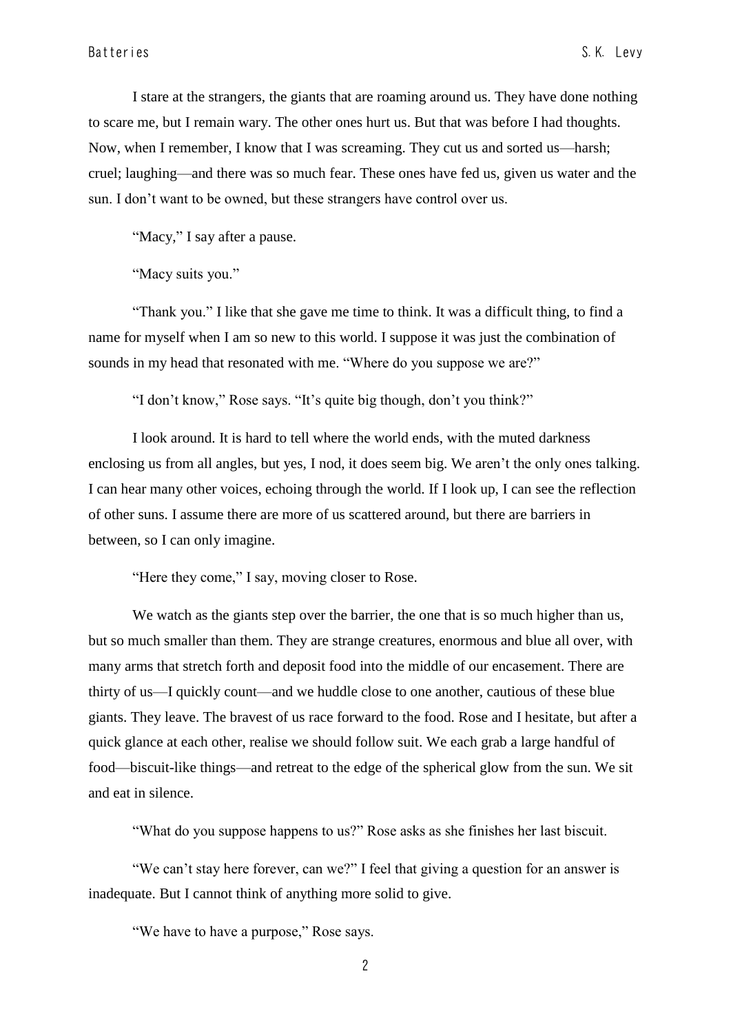I stare at the strangers, the giants that are roaming around us. They have done nothing to scare me, but I remain wary. The other ones hurt us. But that was before I had thoughts. Now, when I remember, I know that I was screaming. They cut us and sorted us—harsh; cruel; laughing—and there was so much fear. These ones have fed us, given us water and the sun. I don't want to be owned, but these strangers have control over us.

"Macy," I say after a pause.

"Macy suits you."

"Thank you." I like that she gave me time to think. It was a difficult thing, to find a name for myself when I am so new to this world. I suppose it was just the combination of sounds in my head that resonated with me. "Where do you suppose we are?"

"I don't know," Rose says. "It's quite big though, don't you think?"

I look around. It is hard to tell where the world ends, with the muted darkness enclosing us from all angles, but yes, I nod, it does seem big. We aren't the only ones talking. I can hear many other voices, echoing through the world. If I look up, I can see the reflection of other suns. I assume there are more of us scattered around, but there are barriers in between, so I can only imagine.

"Here they come," I say, moving closer to Rose.

We watch as the giants step over the barrier, the one that is so much higher than us, but so much smaller than them. They are strange creatures, enormous and blue all over, with many arms that stretch forth and deposit food into the middle of our encasement. There are thirty of us—I quickly count—and we huddle close to one another, cautious of these blue giants. They leave. The bravest of us race forward to the food. Rose and I hesitate, but after a quick glance at each other, realise we should follow suit. We each grab a large handful of food—biscuit-like things—and retreat to the edge of the spherical glow from the sun. We sit and eat in silence.

"What do you suppose happens to us?" Rose asks as she finishes her last biscuit.

"We can't stay here forever, can we?" I feel that giving a question for an answer is inadequate. But I cannot think of anything more solid to give.

"We have to have a purpose," Rose says.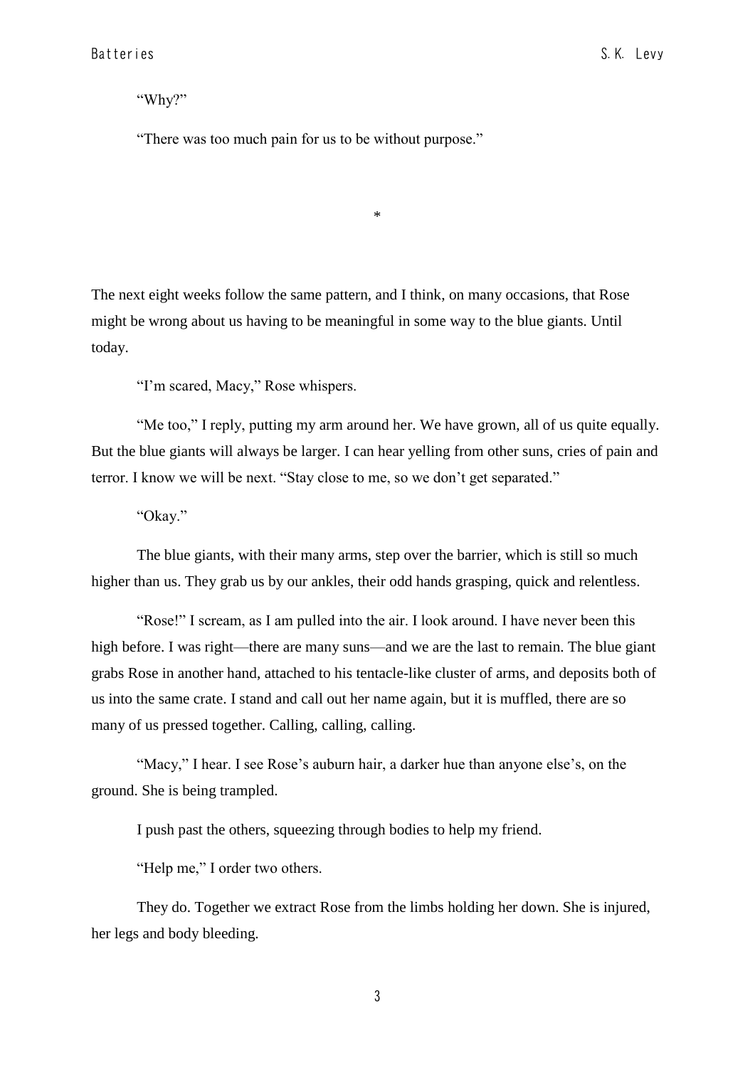"Why?"

"There was too much pain for us to be without purpose."

*

The next eight weeks follow the same pattern, and I think, on many occasions, that Rose might be wrong about us having to be meaningful in some way to the blue giants. Until today.

"I'm scared, Macy," Rose whispers.

"Me too," I reply, putting my arm around her. We have grown, all of us quite equally. But the blue giants will always be larger. I can hear yelling from other suns, cries of pain and terror. I know we will be next. "Stay close to me, so we don't get separated."

"Okay."

The blue giants, with their many arms, step over the barrier, which is still so much higher than us. They grab us by our ankles, their odd hands grasping, quick and relentless.

"Rose!" I scream, as I am pulled into the air. I look around. I have never been this high before. I was right—there are many suns—and we are the last to remain. The blue giant grabs Rose in another hand, attached to his tentacle-like cluster of arms, and deposits both of us into the same crate. I stand and call out her name again, but it is muffled, there are so many of us pressed together. Calling, calling, calling.

"Macy," I hear. I see Rose's auburn hair, a darker hue than anyone else's, on the ground. She is being trampled.

I push past the others, squeezing through bodies to help my friend.

"Help me," I order two others.

They do. Together we extract Rose from the limbs holding her down. She is injured, her legs and body bleeding.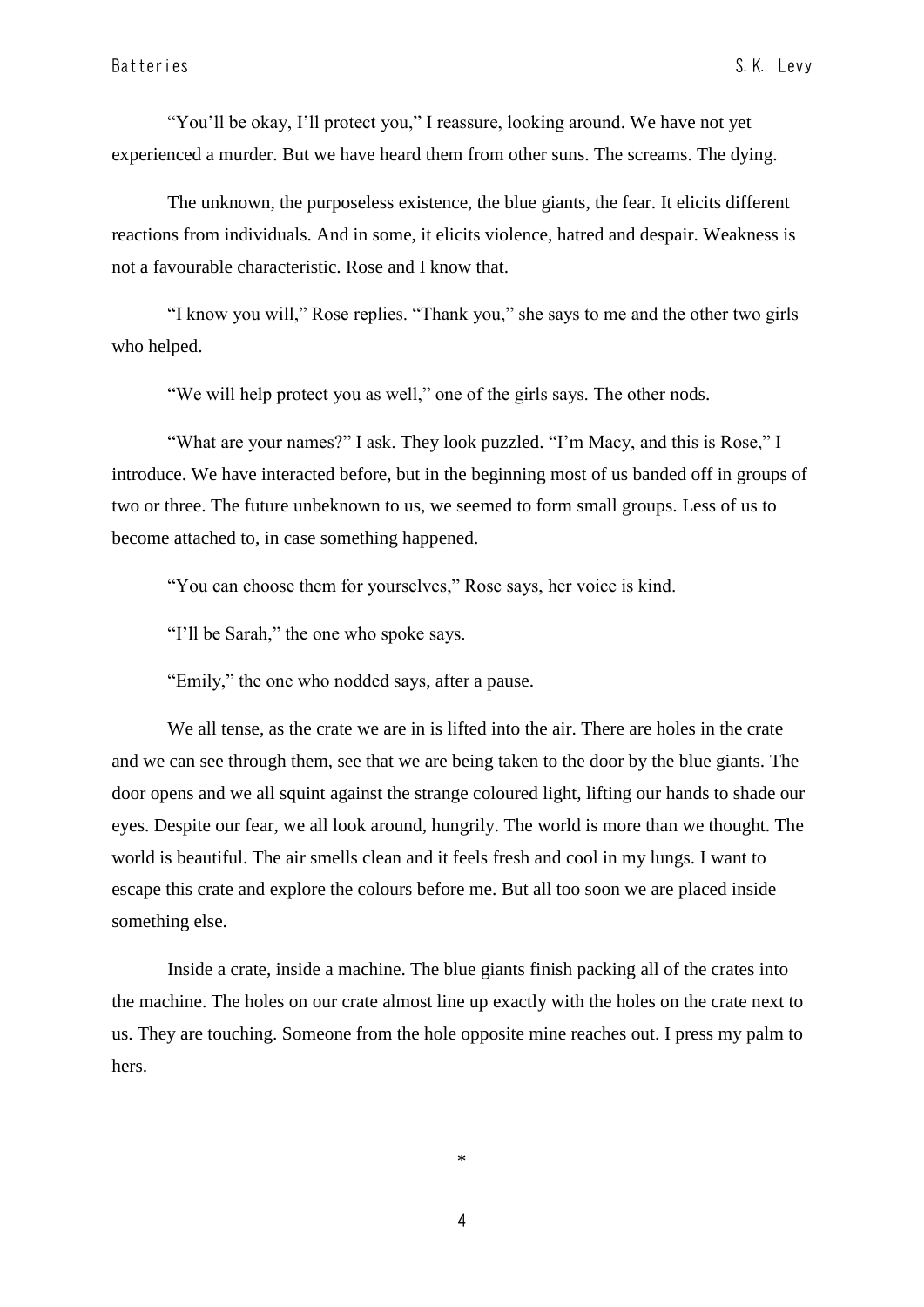"You'll be okay, I'll protect you," I reassure, looking around. We have not yet experienced a murder. But we have heard them from other suns. The screams. The dying.

The unknown, the purposeless existence, the blue giants, the fear. It elicits different reactions from individuals. And in some, it elicits violence, hatred and despair. Weakness is not a favourable characteristic. Rose and I know that.

"I know you will," Rose replies. "Thank you," she says to me and the other two girls who helped.

"We will help protect you as well," one of the girls says. The other nods.

"What are your names?" I ask. They look puzzled. "I'm Macy, and this is Rose," I introduce. We have interacted before, but in the beginning most of us banded off in groups of two or three. The future unbeknown to us, we seemed to form small groups. Less of us to become attached to, in case something happened.

"You can choose them for yourselves," Rose says, her voice is kind.

"I'll be Sarah," the one who spoke says.

"Emily," the one who nodded says, after a pause.

We all tense, as the crate we are in is lifted into the air. There are holes in the crate and we can see through them, see that we are being taken to the door by the blue giants. The door opens and we all squint against the strange coloured light, lifting our hands to shade our eyes. Despite our fear, we all look around, hungrily. The world is more than we thought. The world is beautiful. The air smells clean and it feels fresh and cool in my lungs. I want to escape this crate and explore the colours before me. But all too soon we are placed inside something else.

Inside a crate, inside a machine. The blue giants finish packing all of the crates into the machine. The holes on our crate almost line up exactly with the holes on the crate next to us. They are touching. Someone from the hole opposite mine reaches out. I press my palm to hers.

*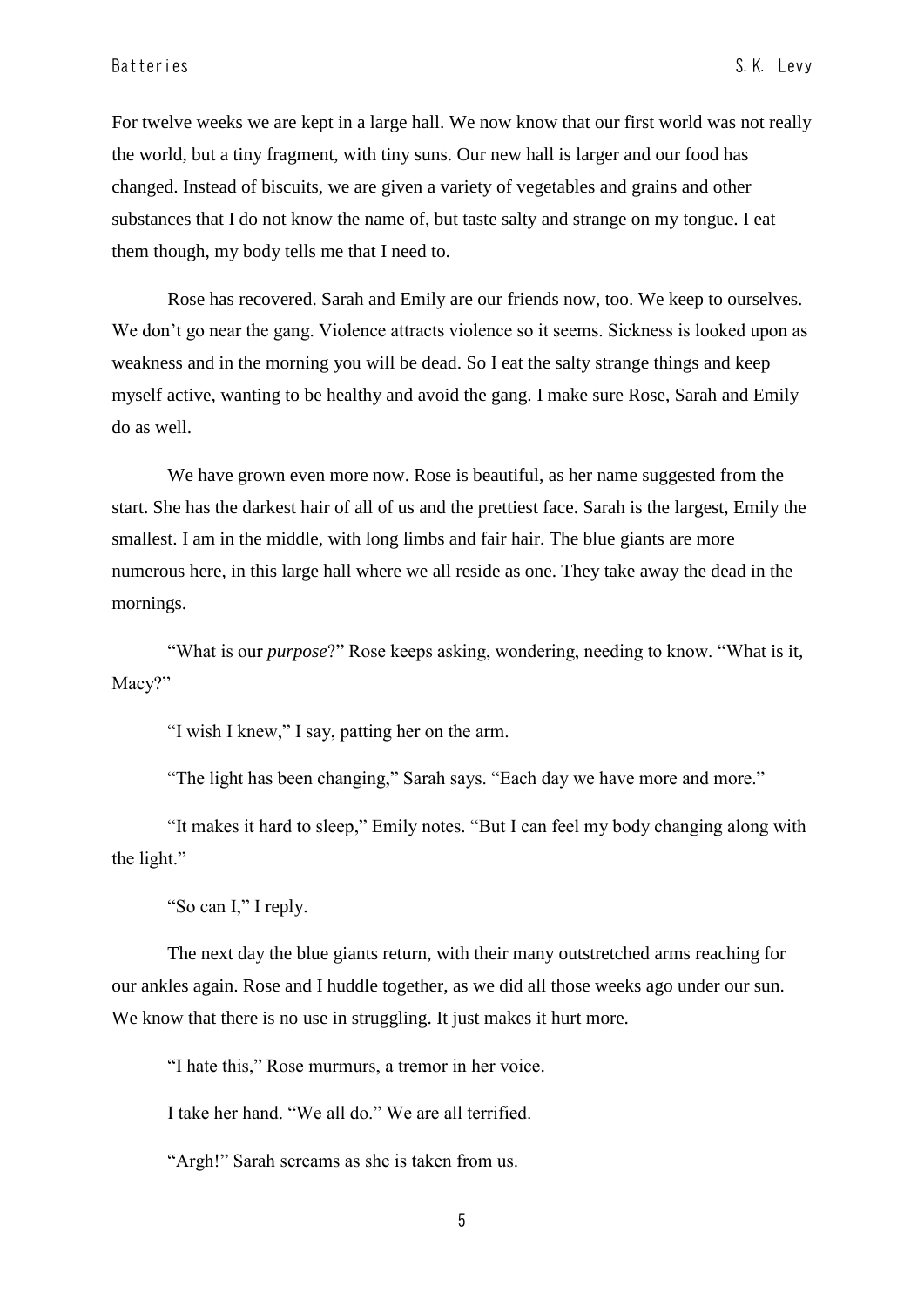For twelve weeks we are kept in a large hall. We now know that our first world was not really the world, but a tiny fragment, with tiny suns. Our new hall is larger and our food has changed. Instead of biscuits, we are given a variety of vegetables and grains and other substances that I do not know the name of, but taste salty and strange on my tongue. I eat them though, my body tells me that I need to.

Rose has recovered. Sarah and Emily are our friends now, too. We keep to ourselves. We don't go near the gang. Violence attracts violence so it seems. Sickness is looked upon as weakness and in the morning you will be dead. So I eat the salty strange things and keep myself active, wanting to be healthy and avoid the gang. I make sure Rose, Sarah and Emily do as well.

We have grown even more now. Rose is beautiful, as her name suggested from the start. She has the darkest hair of all of us and the prettiest face. Sarah is the largest, Emily the smallest. I am in the middle, with long limbs and fair hair. The blue giants are more numerous here, in this large hall where we all reside as one. They take away the dead in the mornings.

"What is our *purpose*?" Rose keeps asking, wondering, needing to know. "What is it, Macy?"

"I wish I knew," I say, patting her on the arm.

"The light has been changing," Sarah says. "Each day we have more and more."

"It makes it hard to sleep," Emily notes. "But I can feel my body changing along with the light."

"So can I," I reply.

The next day the blue giants return, with their many outstretched arms reaching for our ankles again. Rose and I huddle together, as we did all those weeks ago under our sun. We know that there is no use in struggling. It just makes it hurt more.

"I hate this," Rose murmurs, a tremor in her voice.

I take her hand. "We all do." We are all terrified.

"Argh!" Sarah screams as she is taken from us.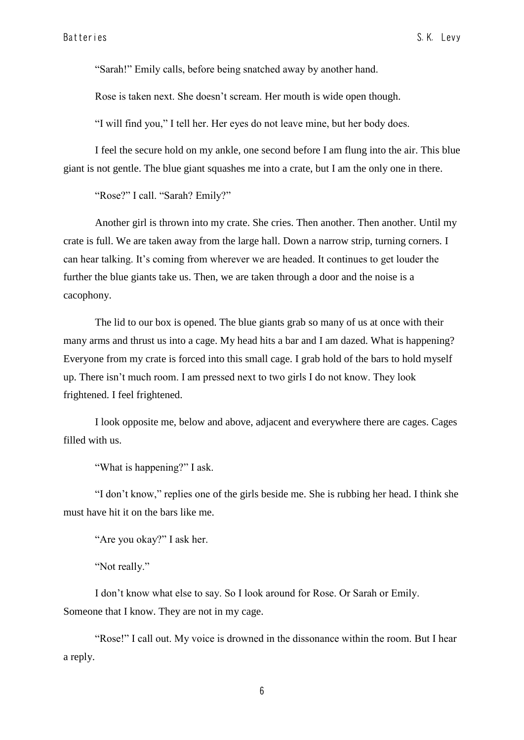"Sarah!" Emily calls, before being snatched away by another hand.

Rose is taken next. She doesn't scream. Her mouth is wide open though.

"I will find you," I tell her. Her eyes do not leave mine, but her body does.

I feel the secure hold on my ankle, one second before I am flung into the air. This blue giant is not gentle. The blue giant squashes me into a crate, but I am the only one in there.

"Rose?" I call. "Sarah? Emily?"

Another girl is thrown into my crate. She cries. Then another. Then another. Until my crate is full. We are taken away from the large hall. Down a narrow strip, turning corners. I can hear talking. It's coming from wherever we are headed. It continues to get louder the further the blue giants take us. Then, we are taken through a door and the noise is a cacophony.

The lid to our box is opened. The blue giants grab so many of us at once with their many arms and thrust us into a cage. My head hits a bar and I am dazed. What is happening? Everyone from my crate is forced into this small cage. I grab hold of the bars to hold myself up. There isn't much room. I am pressed next to two girls I do not know. They look frightened. I feel frightened.

I look opposite me, below and above, adjacent and everywhere there are cages. Cages filled with us.

"What is happening?" I ask.

"I don't know," replies one of the girls beside me. She is rubbing her head. I think she must have hit it on the bars like me.

"Are you okay?" I ask her.

"Not really."

I don't know what else to say. So I look around for Rose. Or Sarah or Emily. Someone that I know. They are not in my cage.

"Rose!" I call out. My voice is drowned in the dissonance within the room. But I hear a reply.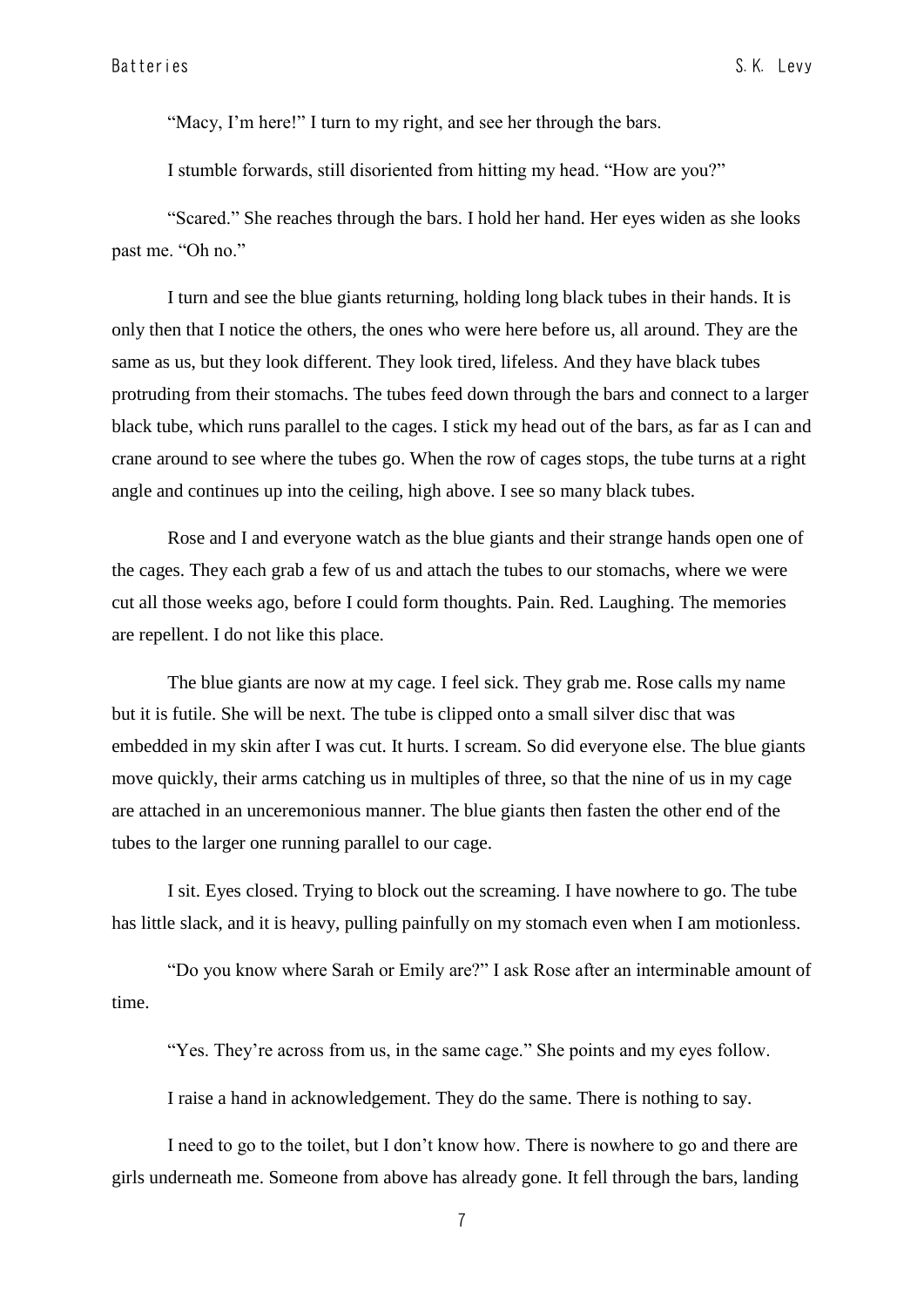"Macy, I'm here!" I turn to my right, and see her through the bars.

I stumble forwards, still disoriented from hitting my head. "How are you?"

"Scared." She reaches through the bars. I hold her hand. Her eyes widen as she looks past me. "Oh no."

I turn and see the blue giants returning, holding long black tubes in their hands. It is only then that I notice the others, the ones who were here before us, all around. They are the same as us, but they look different. They look tired, lifeless. And they have black tubes protruding from their stomachs. The tubes feed down through the bars and connect to a larger black tube, which runs parallel to the cages. I stick my head out of the bars, as far as I can and crane around to see where the tubes go. When the row of cages stops, the tube turns at a right angle and continues up into the ceiling, high above. I see so many black tubes.

Rose and I and everyone watch as the blue giants and their strange hands open one of the cages. They each grab a few of us and attach the tubes to our stomachs, where we were cut all those weeks ago, before I could form thoughts. Pain. Red. Laughing. The memories are repellent. I do not like this place.

The blue giants are now at my cage. I feel sick. They grab me. Rose calls my name but it is futile. She will be next. The tube is clipped onto a small silver disc that was embedded in my skin after I was cut. It hurts. I scream. So did everyone else. The blue giants move quickly, their arms catching us in multiples of three, so that the nine of us in my cage are attached in an unceremonious manner. The blue giants then fasten the other end of the tubes to the larger one running parallel to our cage.

I sit. Eyes closed. Trying to block out the screaming. I have nowhere to go. The tube has little slack, and it is heavy, pulling painfully on my stomach even when I am motionless.

"Do you know where Sarah or Emily are?" I ask Rose after an interminable amount of time.

"Yes. They're across from us, in the same cage." She points and my eyes follow.

I raise a hand in acknowledgement. They do the same. There is nothing to say.

I need to go to the toilet, but I don't know how. There is nowhere to go and there are girls underneath me. Someone from above has already gone. It fell through the bars, landing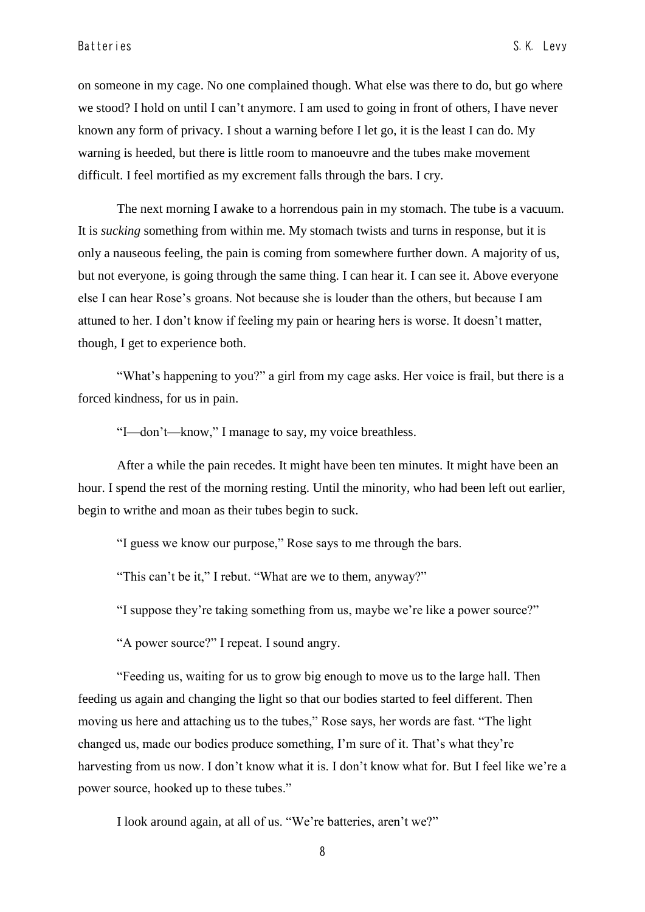on someone in my cage. No one complained though. What else was there to do, but go where we stood? I hold on until I can't anymore. I am used to going in front of others, I have never known any form of privacy. I shout a warning before I let go, it is the least I can do. My warning is heeded, but there is little room to manoeuvre and the tubes make movement difficult. I feel mortified as my excrement falls through the bars. I cry.

The next morning I awake to a horrendous pain in my stomach. The tube is a vacuum. It is *sucking* something from within me. My stomach twists and turns in response, but it is only a nauseous feeling, the pain is coming from somewhere further down. A majority of us, but not everyone, is going through the same thing. I can hear it. I can see it. Above everyone else I can hear Rose's groans. Not because she is louder than the others, but because I am attuned to her. I don't know if feeling my pain or hearing hers is worse. It doesn't matter, though, I get to experience both.

"What's happening to you?" a girl from my cage asks. Her voice is frail, but there is a forced kindness, for us in pain.

"I—don't—know," I manage to say, my voice breathless.

After a while the pain recedes. It might have been ten minutes. It might have been an hour. I spend the rest of the morning resting. Until the minority, who had been left out earlier, begin to writhe and moan as their tubes begin to suck.

"I guess we know our purpose," Rose says to me through the bars.

"This can't be it," I rebut. "What are we to them, anyway?"

"I suppose they're taking something from us, maybe we're like a power source?"

"A power source?" I repeat. I sound angry.

"Feeding us, waiting for us to grow big enough to move us to the large hall. Then feeding us again and changing the light so that our bodies started to feel different. Then moving us here and attaching us to the tubes," Rose says, her words are fast. "The light changed us, made our bodies produce something, I'm sure of it. That's what they're harvesting from us now. I don't know what it is. I don't know what for. But I feel like we're a power source, hooked up to these tubes."

I look around again, at all of us. "We're batteries, aren't we?"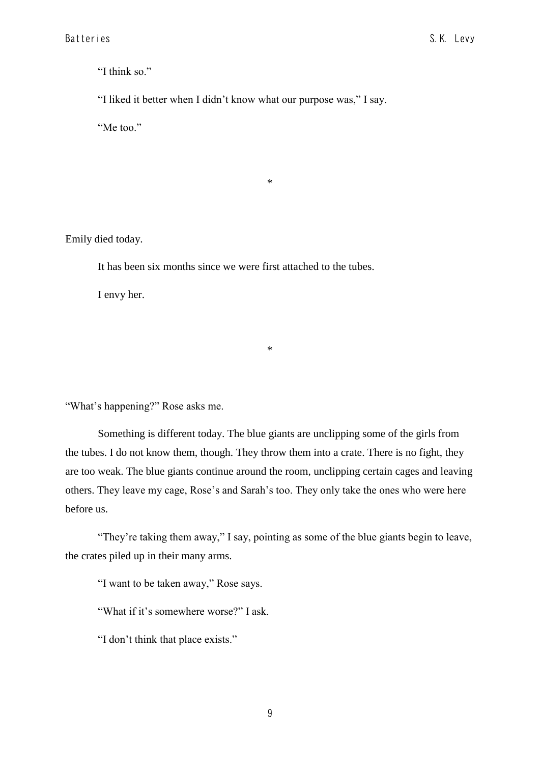"I think so."

"I liked it better when I didn't know what our purpose was," I say.

"Me too."

*

Emily died today.

It has been six months since we were first attached to the tubes.

I envy her.

*

"What's happening?" Rose asks me.

Something is different today. The blue giants are unclipping some of the girls from the tubes. I do not know them, though. They throw them into a crate. There is no fight, they are too weak. The blue giants continue around the room, unclipping certain cages and leaving others. They leave my cage, Rose's and Sarah's too. They only take the ones who were here before us.

"They're taking them away," I say, pointing as some of the blue giants begin to leave, the crates piled up in their many arms.

"I want to be taken away," Rose says.

"What if it's somewhere worse?" I ask.

"I don't think that place exists."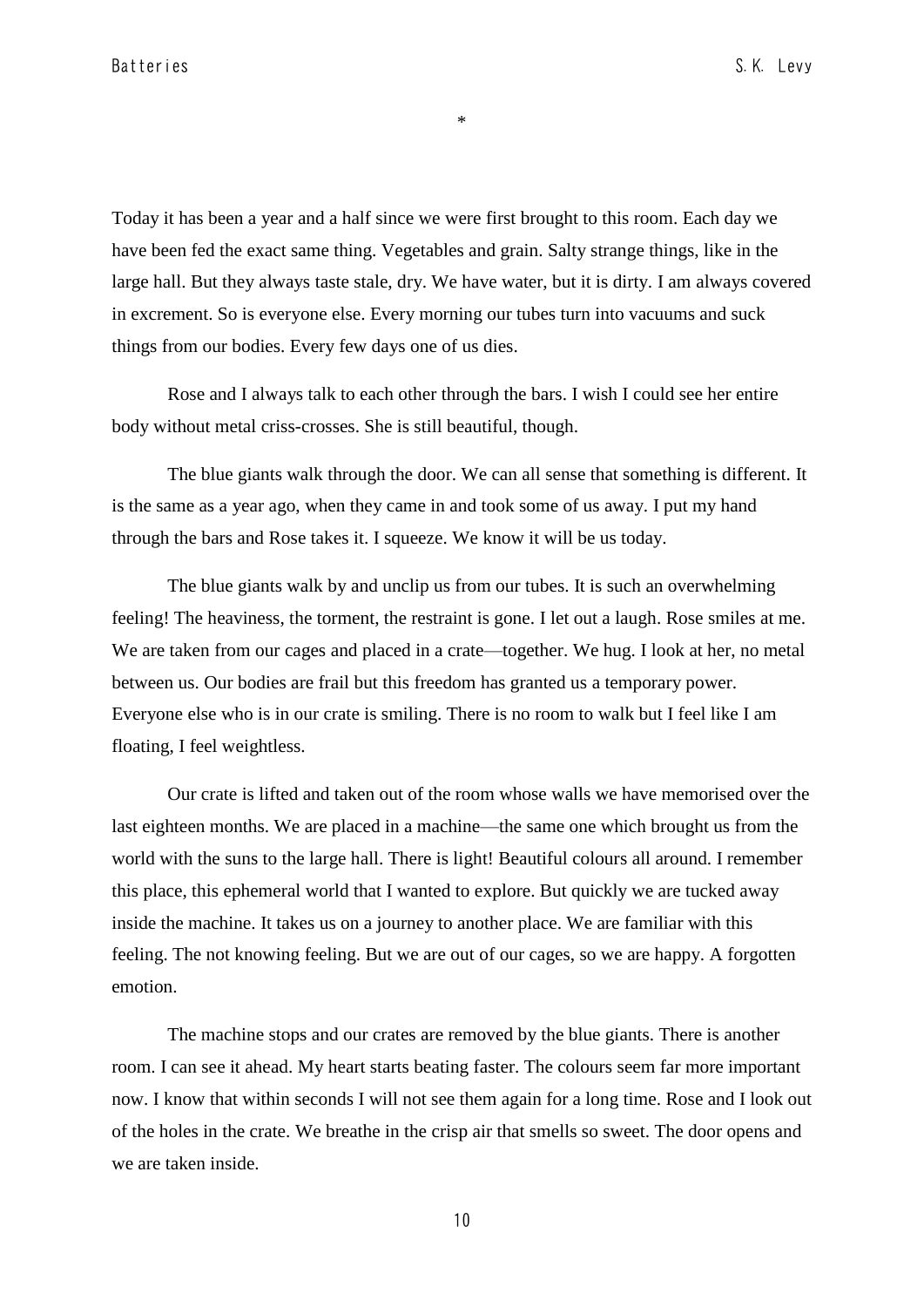*

Today it has been a year and a half since we were first brought to this room. Each day we have been fed the exact same thing. Vegetables and grain. Salty strange things, like in the large hall. But they always taste stale, dry. We have water, but it is dirty. I am always covered in excrement. So is everyone else. Every morning our tubes turn into vacuums and suck things from our bodies. Every few days one of us dies.

Rose and I always talk to each other through the bars. I wish I could see her entire body without metal criss-crosses. She is still beautiful, though.

The blue giants walk through the door. We can all sense that something is different. It is the same as a year ago, when they came in and took some of us away. I put my hand through the bars and Rose takes it. I squeeze. We know it will be us today.

The blue giants walk by and unclip us from our tubes. It is such an overwhelming feeling! The heaviness, the torment, the restraint is gone. I let out a laugh. Rose smiles at me. We are taken from our cages and placed in a crate—together. We hug. I look at her, no metal between us. Our bodies are frail but this freedom has granted us a temporary power. Everyone else who is in our crate is smiling. There is no room to walk but I feel like I am floating, I feel weightless.

Our crate is lifted and taken out of the room whose walls we have memorised over the last eighteen months. We are placed in a machine—the same one which brought us from the world with the suns to the large hall. There is light! Beautiful colours all around. I remember this place, this ephemeral world that I wanted to explore. But quickly we are tucked away inside the machine. It takes us on a journey to another place. We are familiar with this feeling. The not knowing feeling. But we are out of our cages, so we are happy. A forgotten emotion.

The machine stops and our crates are removed by the blue giants. There is another room. I can see it ahead. My heart starts beating faster. The colours seem far more important now. I know that within seconds I will not see them again for a long time. Rose and I look out of the holes in the crate. We breathe in the crisp air that smells so sweet. The door opens and we are taken inside.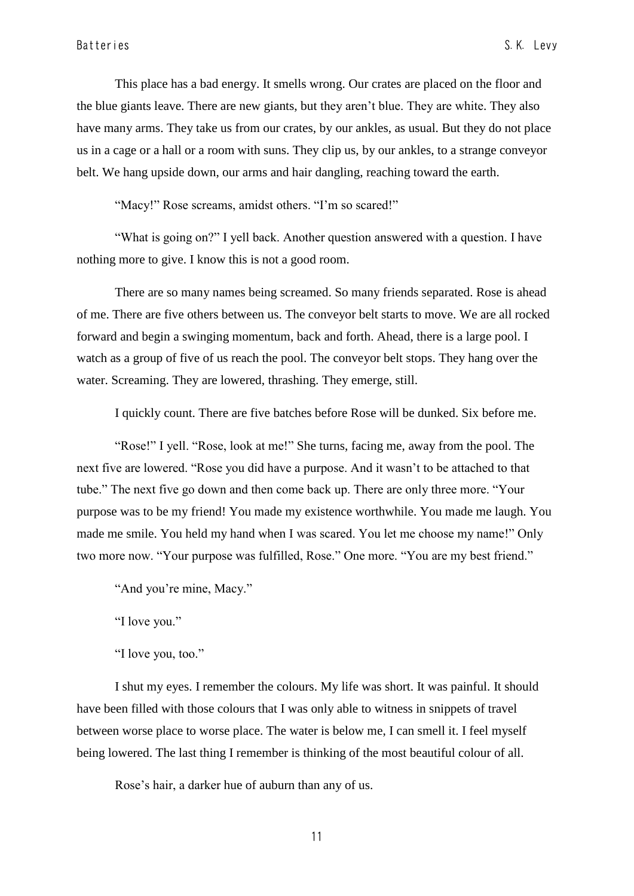This place has a bad energy. It smells wrong. Our crates are placed on the floor and the blue giants leave. There are new giants, but they aren't blue. They are white. They also have many arms. They take us from our crates, by our ankles, as usual. But they do not place us in a cage or a hall or a room with suns. They clip us, by our ankles, to a strange conveyor belt. We hang upside down, our arms and hair dangling, reaching toward the earth.

"Macy!" Rose screams, amidst others. "I'm so scared!"

"What is going on?" I yell back. Another question answered with a question. I have nothing more to give. I know this is not a good room.

There are so many names being screamed. So many friends separated. Rose is ahead of me. There are five others between us. The conveyor belt starts to move. We are all rocked forward and begin a swinging momentum, back and forth. Ahead, there is a large pool. I watch as a group of five of us reach the pool. The conveyor belt stops. They hang over the water. Screaming. They are lowered, thrashing. They emerge, still.

I quickly count. There are five batches before Rose will be dunked. Six before me.

"Rose!" I yell. "Rose, look at me!" She turns, facing me, away from the pool. The next five are lowered. "Rose you did have a purpose. And it wasn't to be attached to that tube." The next five go down and then come back up. There are only three more. "Your purpose was to be my friend! You made my existence worthwhile. You made me laugh. You made me smile. You held my hand when I was scared. You let me choose my name!" Only two more now. "Your purpose was fulfilled, Rose." One more. "You are my best friend."

"And you're mine, Macy."

"I love you."

"I love you, too."

I shut my eyes. I remember the colours. My life was short. It was painful. It should have been filled with those colours that I was only able to witness in snippets of travel between worse place to worse place. The water is below me, I can smell it. I feel myself being lowered. The last thing I remember is thinking of the most beautiful colour of all.

Rose's hair, a darker hue of auburn than any of us.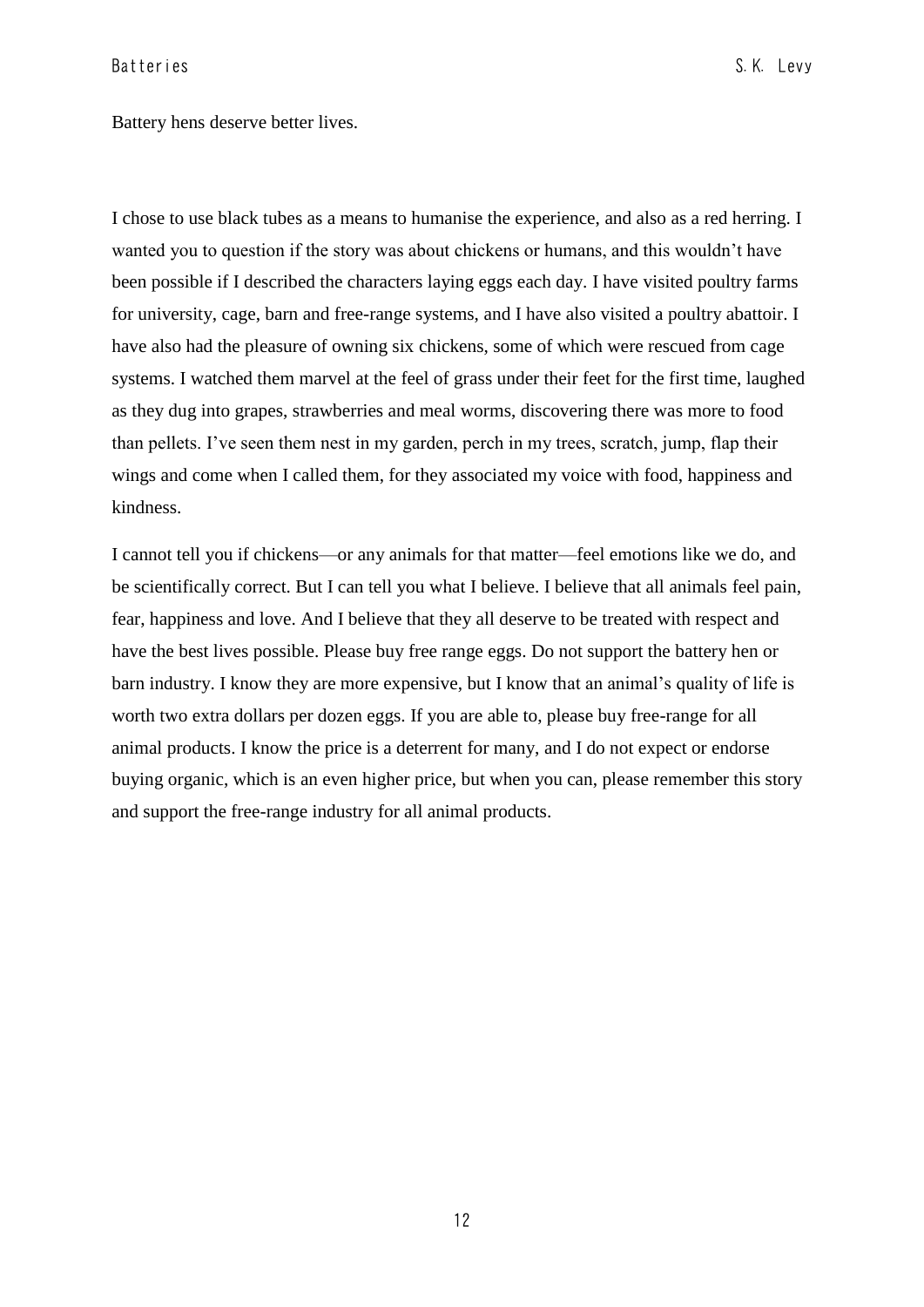Battery hens deserve better lives.

I chose to use black tubes as a means to humanise the experience, and also as a red herring. I wanted you to question if the story was about chickens or humans, and this wouldn't have been possible if I described the characters laying eggs each day. I have visited poultry farms for university, cage, barn and free-range systems, and I have also visited a poultry abattoir. I have also had the pleasure of owning six chickens, some of which were rescued from cage systems. I watched them marvel at the feel of grass under their feet for the first time, laughed as they dug into grapes, strawberries and meal worms, discovering there was more to food than pellets. I've seen them nest in my garden, perch in my trees, scratch, jump, flap their wings and come when I called them, for they associated my voice with food, happiness and kindness.

I cannot tell you if chickens—or any animals for that matter—feel emotions like we do, and be scientifically correct. But I can tell you what I believe. I believe that all animals feel pain, fear, happiness and love. And I believe that they all deserve to be treated with respect and have the best lives possible. Please buy free range eggs. Do not support the battery hen or barn industry. I know they are more expensive, but I know that an animal's quality of life is worth two extra dollars per dozen eggs. If you are able to, please buy free-range for all animal products. I know the price is a deterrent for many, and I do not expect or endorse buying organic, which is an even higher price, but when you can, please remember this story and support the free-range industry for all animal products.